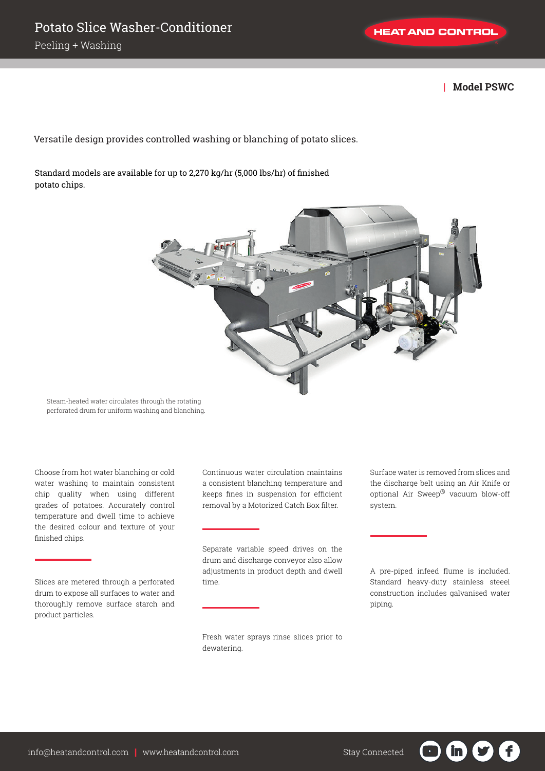# Potato Slice Washer-Conditioner

Peeling + Washing

HEAT AND CONTROL

**Model PSWC**

Versatile design provides controlled washing or blanching of potato slices.

Standard models are available for up to 2,270 kg/hr (5,000 lbs/hr) of finished potato chips.

Steam-heated water circulates through the rotating perforated drum for uniform washing and blanching.

Choose from hot water blanching or cold water washing to maintain consistent chip quality when using different grades of potatoes. Accurately control temperature and dwell time to achieve the desired colour and texture of your finished chips.

Slices are metered through a perforated drum to expose all surfaces to water and thoroughly remove surface starch and product particles.

Continuous water circulation maintains a consistent blanching temperature and keeps fines in suspension for efficient removal by a Motorized Catch Box filter.

Separate variable speed drives on the drum and discharge conveyor also allow adjustments in product depth and dwell time.

Fresh water sprays rinse slices prior to dewatering.

Surface water is removed from slices and the discharge belt using an Air Knife or optional Air Sweep® vacuum blow-off system.

A pre-piped infeed flume is included. Standard heavy-duty stainless steeel construction includes galvanised water piping.

info@heatandcontrol.com | www.heatandcontrol.com

Stay Connected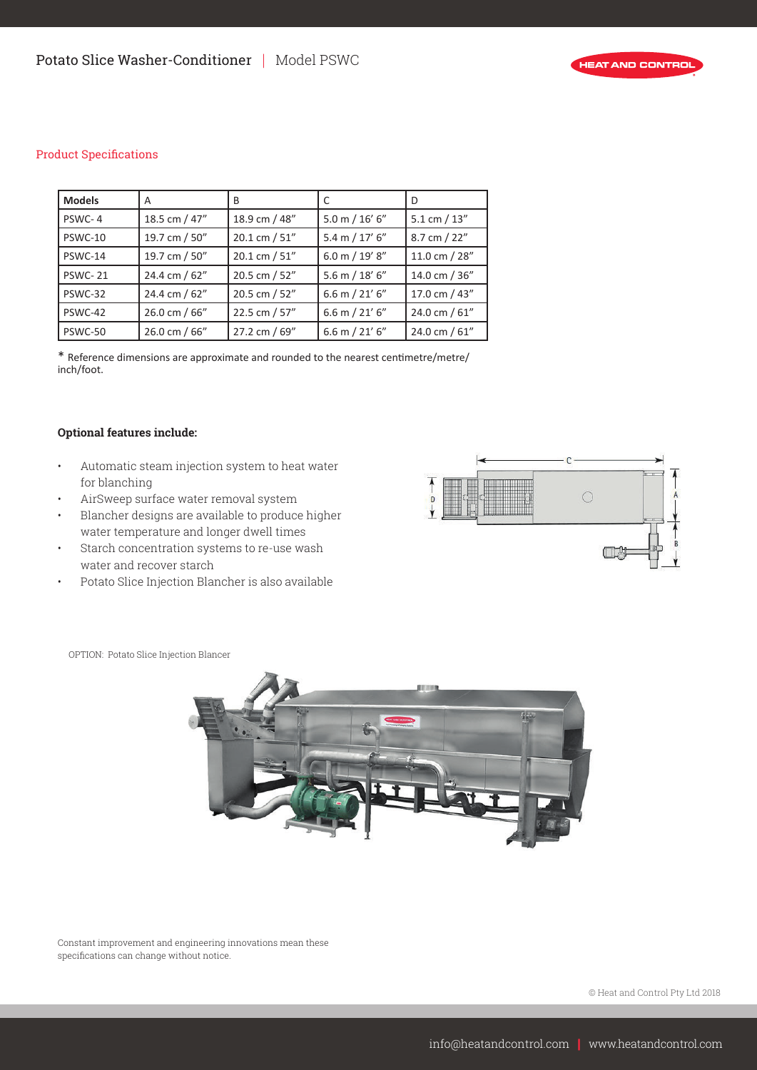Potato Slice Washer-Conditioner | Model PSWC

## Product Specifications

| Models | A | B | C | D |
|---|---|---|---|---|
| PSWC- 4 | 18.5 cm / 47" | 18.9 cm / 48" | 5.0 m / 16' 6" | 5.1 cm / 13" |
| PSWC-10 | 19.7 cm / 50" | 20.1 cm / 51" | 5.4 m / 17' 6" | 8.7 cm / 22" |
| PSWC-14 | 19.7 cm / 50" | 20.1 cm / 51" | 6.0 m / 19' 8" | 11.0 cm / 28" |
| PSWC- 21 | 24.4 cm / 62" | 20.5 cm / 52" | 5.6 m / 18' 6" | 14.0 cm / 36" |
| PSWC-32 | 24.4 cm / 62" | 20.5 cm / 52" | 6.6 m / 21' 6" | 17.0 cm / 43" |
| PSWC-42 | 26.0 cm / 66" | 22.5 cm / 57" | 6.6 m / 21' 6" | 24.0 cm / 61" |
| PSWC-50 | 26.0 cm / 66" | 27.2 cm / 69" | 6.6 m / 21' 6" | 24.0 cm / 61" |

* Reference dimensions are approximate and rounded to the nearest centimetre/metre/ inch/foot.

**Optional features include:**

- Automatic steam injection system to heat water for blanching
- AirSweep surface water removal system
- Blancher designs are available to produce higher water temperature and longer dwell times
- Starch concentration systems to re-use wash water and recover starch
- Potato Slice Injection Blancher is also available

C
D
A
B

OPTION: Potato Slice Injection Blancer

Constant improvement and engineering innovations mean these specifications can change without notice.

© Heat and Control Pty Ltd 2018

info@heatandcontrol.com | www.heatandcontrol.com